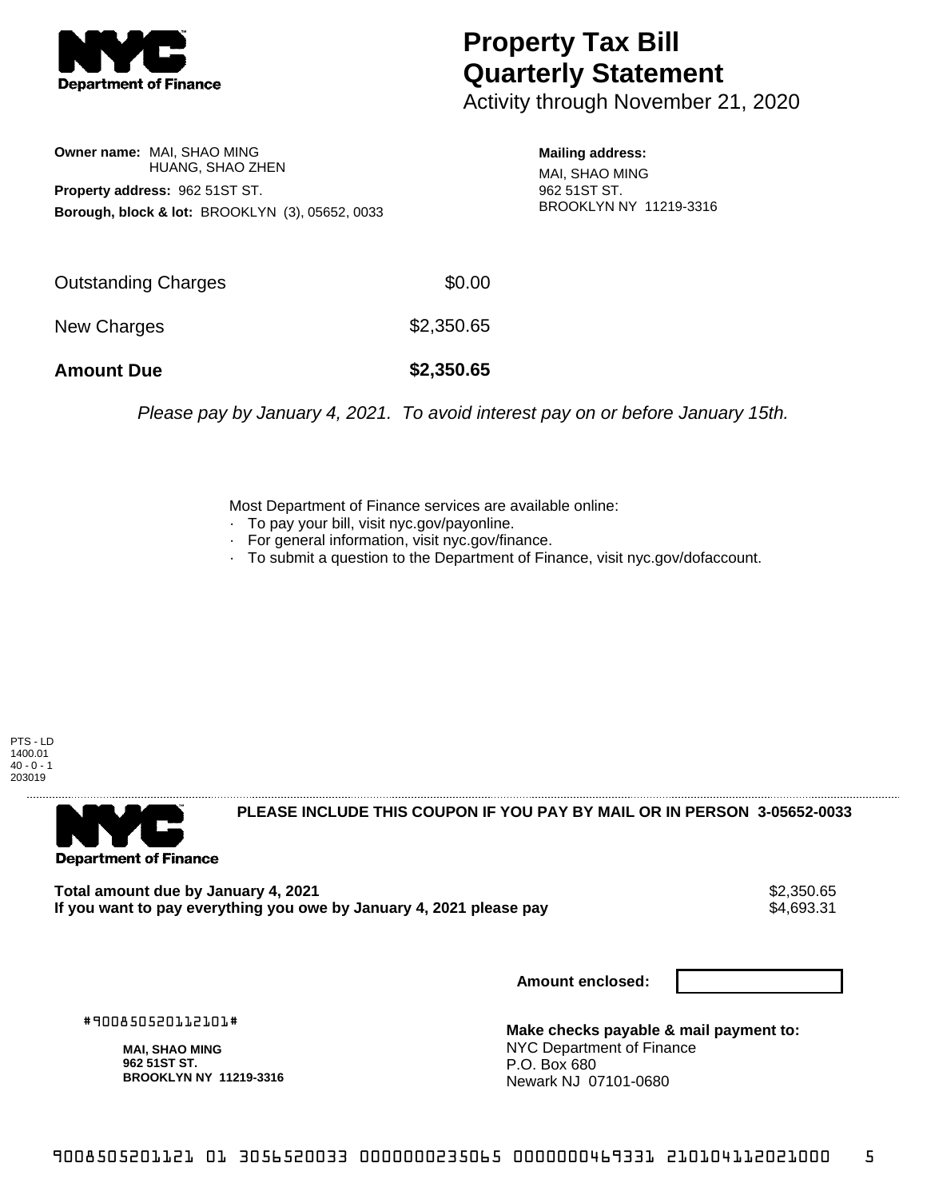# Property Tax Bill Quarterly Statement

Activity through November 21, 2020

**Owner name:** MAI, SHAO MING
HUANG, SHAO ZHEN

**Property address:** 962 51ST ST.

**Borough, block & lot:** BROOKLYN (3), 05652, 0033

**Mailing address:**
MAI, SHAO MING
962 51ST ST.
BROOKLYN NY 11219-3316

| | |
|---|---|
| Outstanding Charges | $0.00 |
| New Charges | $2,350.65 |
| **Amount Due** | **$2,350.65** |

*Please pay by January 4, 2021. To avoid interest pay on or before January 15th.*

Most Department of Finance services are available online:
- To pay your bill, visit nyc.gov/payonline.
- For general information, visit nyc.gov/finance.
- To submit a question to the Department of Finance, visit nyc.gov/dofaccount.

PTS - LD
1400.01
40 - 0 - 1
203019

---

**PLEASE INCLUDE THIS COUPON IF YOU PAY BY MAIL OR IN PERSON 3-05652-0033**

**Total amount due by January 4, 2021** $2,350.65
**If you want to pay everything you owe by January 4, 2021 please pay** $4,693.31

**Amount enclosed:**

#900850520112101#

**MAI, SHAO MING**
**962 51ST ST.**
**BROOKLYN NY 11219-3316**

**Make checks payable & mail payment to:**
NYC Department of Finance
P.O. Box 680
Newark NJ 07101-0680

9008505201121 01 3056520033 0000000235065 0000000469331 210104112021000 5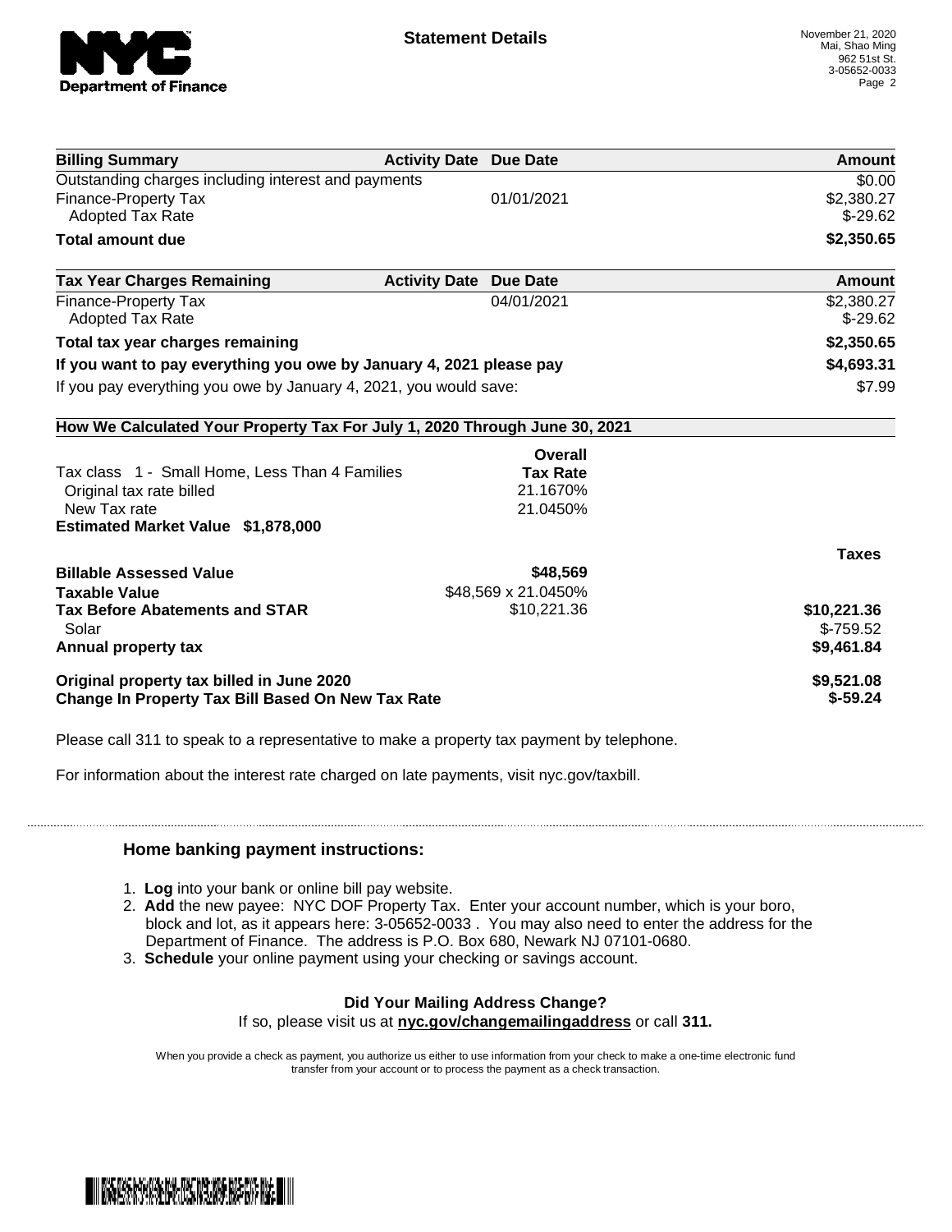# Statement Details

November 21, 2020
Mai, Shao Ming
962 51st St.
3-05652-0033

| Billing Summary | Activity Date | Due Date | Amount |
| --- | --- | --- | --- |
| Outstanding charges including interest and payments | | | $0.00 |
| Finance-Property Tax | | 01/01/2021 | $2,380.27 |
| Adopted Tax Rate | | | $-29.62 |
| **Total amount due** | | | **$2,350.65** |

| Tax Year Charges Remaining | Activity Date | Due Date | Amount |
| --- | --- | --- | --- |
| Finance-Property Tax | | 04/01/2021 | $2,380.27 |
| Adopted Tax Rate | | | $-29.62 |
| **Total tax year charges remaining** | | | **$2,350.65** |
| **If you want to pay everything you owe by January 4, 2021 please pay** | | | **$4,693.31** |
| If you pay everything you owe by January 4, 2021, you would save: | | | $7.99 |

## How We Calculated Your Property Tax For July 1, 2020 Through June 30, 2021

| | Overall Tax Rate | |
| --- | --- | --- |
| Tax class 1 - Small Home, Less Than 4 Families | | |
| Original tax rate billed | 21.1670% | |
| New Tax rate | 21.0450% | |
| **Estimated Market Value $1,878,000** | | |
| | | **Taxes** |
| **Billable Assessed Value** | **$48,569** | |
| **Taxable Value** | $48,569 x 21.0450% | |
| **Tax Before Abatements and STAR** | $10,221.36 | **$10,221.36** |
| Solar | | $-759.52 |
| **Annual property tax** | | **$9,461.84** |
| **Original property tax billed in June 2020** | | **$9,521.08** |
| **Change In Property Tax Bill Based On New Tax Rate** | | **$-59.24** |

Please call 311 to speak to a representative to make a property tax payment by telephone.

For information about the interest rate charged on late payments, visit nyc.gov/taxbill.

### Home banking payment instructions:

1. **Log** into your bank or online bill pay website.
2. **Add** the new payee: NYC DOF Property Tax. Enter your account number, which is your boro, block and lot, as it appears here: 3-05652-0033 . You may also need to enter the address for the Department of Finance. The address is P.O. Box 680, Newark NJ 07101-0680.
3. **Schedule** your online payment using your checking or savings account.

**Did Your Mailing Address Change?**

If so, please visit us at **nyc.gov/changemailingaddress** or call **311.**

When you provide a check as payment, you authorize us either to use information from your check to make a one-time electronic fund transfer from your account or to process the payment as a check transaction.